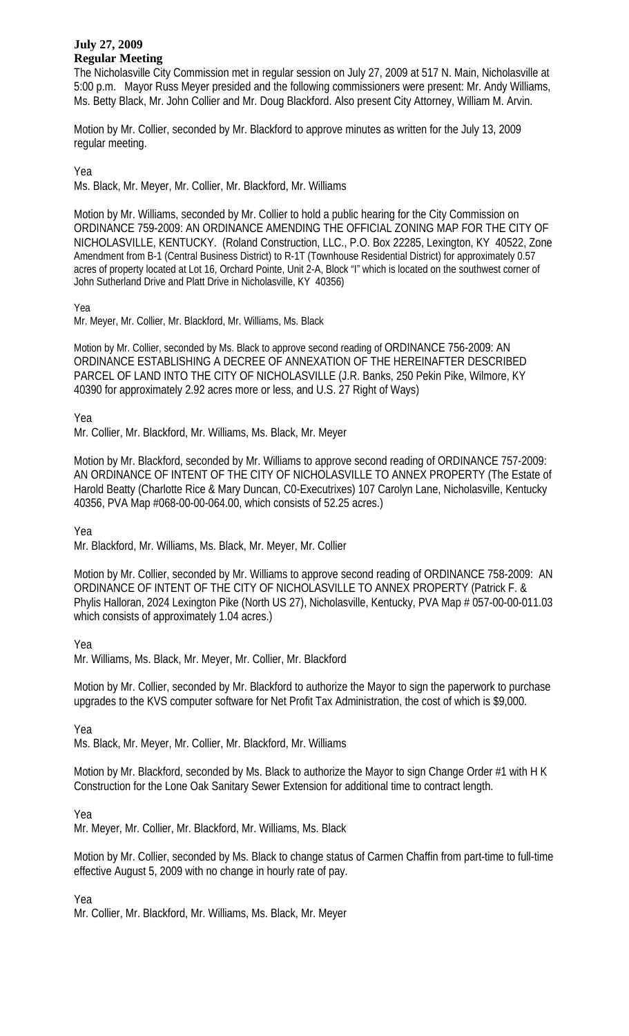**July 27, 2009**
**Regular Meeting**

The Nicholasville City Commission met in regular session on July 27, 2009 at 517 N. Main, Nicholasville at 5:00 p.m. Mayor Russ Meyer presided and the following commissioners were present: Mr. Andy Williams, Ms. Betty Black, Mr. John Collier and Mr. Doug Blackford. Also present City Attorney, William M. Arvin.

Motion by Mr. Collier, seconded by Mr. Blackford to approve minutes as written for the July 13, 2009 regular meeting.

Yea
Ms. Black, Mr. Meyer, Mr. Collier, Mr. Blackford, Mr. Williams

Motion by Mr. Williams, seconded by Mr. Collier to hold a public hearing for the City Commission on ORDINANCE 759-2009: AN ORDINANCE AMENDING THE OFFICIAL ZONING MAP FOR THE CITY OF NICHOLASVILLE, KENTUCKY. (Roland Construction, LLC., P.O. Box 22285, Lexington, KY 40522, Zone Amendment from B-1 (Central Business District) to R-1T (Townhouse Residential District) for approximately 0.57 acres of property located at Lot 16, Orchard Pointe, Unit 2-A, Block "I" which is located on the southwest corner of John Sutherland Drive and Platt Drive in Nicholasville, KY 40356)

Yea
Mr. Meyer, Mr. Collier, Mr. Blackford, Mr. Williams, Ms. Black

Motion by Mr. Collier, seconded by Ms. Black to approve second reading of ORDINANCE 756-2009: AN ORDINANCE ESTABLISHING A DECREE OF ANNEXATION OF THE HEREINAFTER DESCRIBED PARCEL OF LAND INTO THE CITY OF NICHOLASVILLE (J.R. Banks, 250 Pekin Pike, Wilmore, KY 40390 for approximately 2.92 acres more or less, and U.S. 27 Right of Ways)

Yea
Mr. Collier, Mr. Blackford, Mr. Williams, Ms. Black, Mr. Meyer

Motion by Mr. Blackford, seconded by Mr. Williams to approve second reading of ORDINANCE 757-2009: AN ORDINANCE OF INTENT OF THE CITY OF NICHOLASVILLE TO ANNEX PROPERTY (The Estate of Harold Beatty (Charlotte Rice & Mary Duncan, C0-Executrixes) 107 Carolyn Lane, Nicholasville, Kentucky 40356, PVA Map #068-00-00-064.00, which consists of 52.25 acres.)

Yea
Mr. Blackford, Mr. Williams, Ms. Black, Mr. Meyer, Mr. Collier

Motion by Mr. Collier, seconded by Mr. Williams to approve second reading of ORDINANCE 758-2009: AN ORDINANCE OF INTENT OF THE CITY OF NICHOLASVILLE TO ANNEX PROPERTY (Patrick F. & Phylis Halloran, 2024 Lexington Pike (North US 27), Nicholasville, Kentucky, PVA Map # 057-00-00-011.03 which consists of approximately 1.04 acres.)

Yea
Mr. Williams, Ms. Black, Mr. Meyer, Mr. Collier, Mr. Blackford

Motion by Mr. Collier, seconded by Mr. Blackford to authorize the Mayor to sign the paperwork to purchase upgrades to the KVS computer software for Net Profit Tax Administration, the cost of which is $9,000.

Yea
Ms. Black, Mr. Meyer, Mr. Collier, Mr. Blackford, Mr. Williams

Motion by Mr. Blackford, seconded by Ms. Black to authorize the Mayor to sign Change Order #1 with H K Construction for the Lone Oak Sanitary Sewer Extension for additional time to contract length.

Yea
Mr. Meyer, Mr. Collier, Mr. Blackford, Mr. Williams, Ms. Black

Motion by Mr. Collier, seconded by Ms. Black to change status of Carmen Chaffin from part-time to full-time effective August 5, 2009 with no change in hourly rate of pay.

Yea
Mr. Collier, Mr. Blackford, Mr. Williams, Ms. Black, Mr. Meyer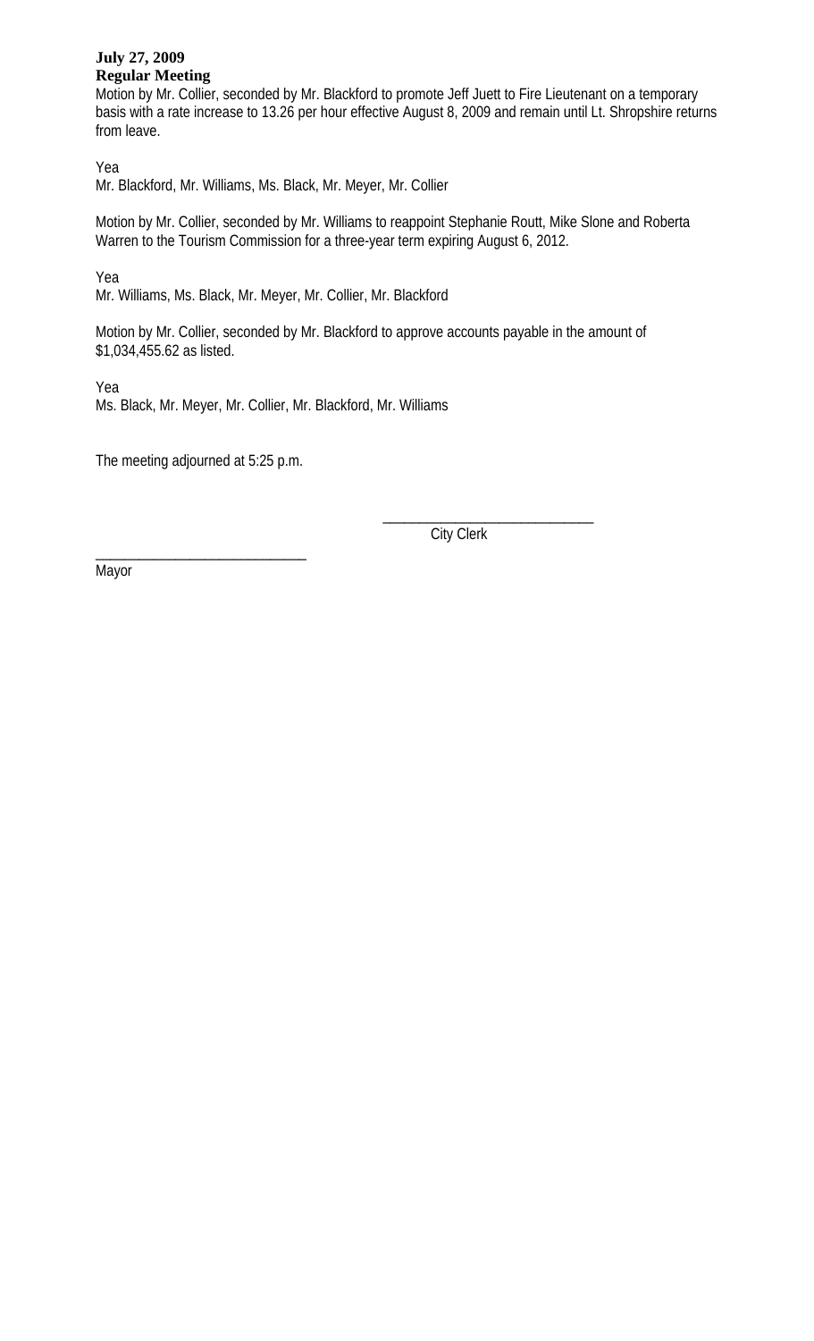**July 27, 2009**
**Regular Meeting**

Motion by Mr. Collier, seconded by Mr. Blackford to promote Jeff Juett to Fire Lieutenant on a temporary basis with a rate increase to 13.26 per hour effective August 8, 2009 and remain until Lt. Shropshire returns from leave.

Yea
Mr. Blackford, Mr. Williams, Ms. Black, Mr. Meyer, Mr. Collier

Motion by Mr. Collier, seconded by Mr. Williams to reappoint Stephanie Routt, Mike Slone and Roberta Warren to the Tourism Commission for a three-year term expiring August 6, 2012.

Yea
Mr. Williams, Ms. Black, Mr. Meyer, Mr. Collier, Mr. Blackford

Motion by Mr. Collier, seconded by Mr. Blackford to approve accounts payable in the amount of $1,034,455.62 as listed.

Yea
Ms. Black, Mr. Meyer, Mr. Collier, Mr. Blackford, Mr. Williams

The meeting adjourned at 5:25 p.m.

\_\_\_\_\_\_\_\_\_\_\_\_\_\_\_\_\_\_\_\_\_\_\_\_\_\_\_\_\_\_
City Clerk

\_\_\_\_\_\_\_\_\_\_\_\_\_\_\_\_\_\_\_\_\_\_\_\_\_\_\_\_\_\_
Mayor